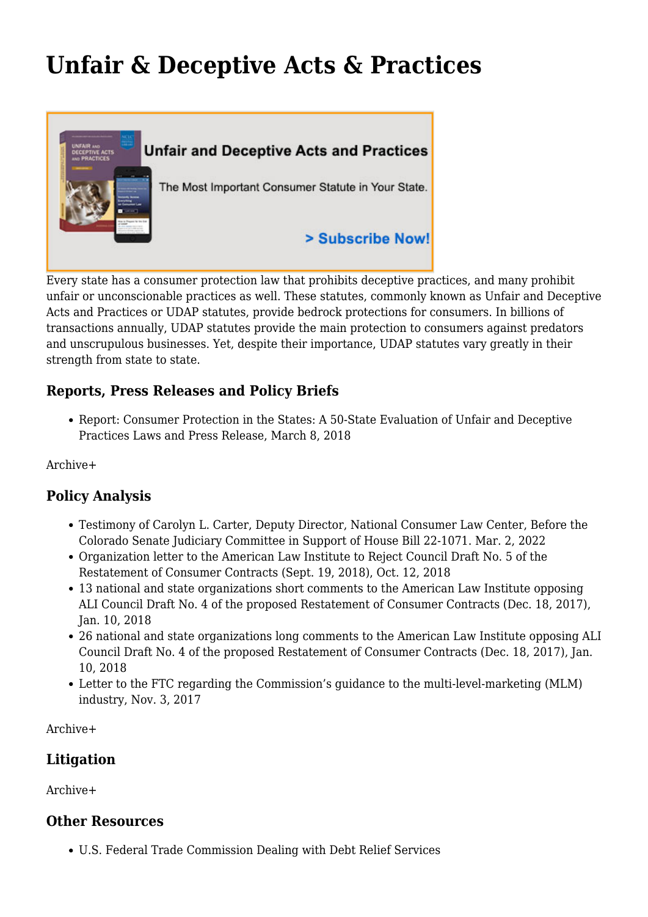# Unfair & Deceptive Acts & Practices

Every state has a consumer protection law that prohibits deceptive practices, and many prohibit unfair or unconscionable practices as well. These statutes, commonly known as Unfair and Deceptive Acts and Practices or UDAP statutes, provide bedrock protections for consumers. In billions of transactions annually, UDAP statutes provide the main protection to consumers against predators and unscrupulous businesses. Yet, despite their importance, UDAP statutes vary greatly in their strength from state to state.

### Reports, Press Releases and Policy Briefs

- Report: Consumer Protection in the States: A 50-State Evaluation of Unfair and Deceptive Practices Laws and Press Release, March 8, 2018

Archive+

### Policy Analysis

- Testimony of Carolyn L. Carter, Deputy Director, National Consumer Law Center, Before the Colorado Senate Judiciary Committee in Support of House Bill 22-1071. Mar. 2, 2022
- Organization letter to the American Law Institute to Reject Council Draft No. 5 of the Restatement of Consumer Contracts (Sept. 19, 2018), Oct. 12, 2018
- 13 national and state organizations short comments to the American Law Institute opposing ALI Council Draft No. 4 of the proposed Restatement of Consumer Contracts (Dec. 18, 2017), Jan. 10, 2018
- 26 national and state organizations long comments to the American Law Institute opposing ALI Council Draft No. 4 of the proposed Restatement of Consumer Contracts (Dec. 18, 2017), Jan. 10, 2018
- Letter to the FTC regarding the Commission's guidance to the multi-level-marketing (MLM) industry, Nov. 3, 2017

Archive+

### Litigation

Archive+

### Other Resources

- U.S. Federal Trade Commission Dealing with Debt Relief Services